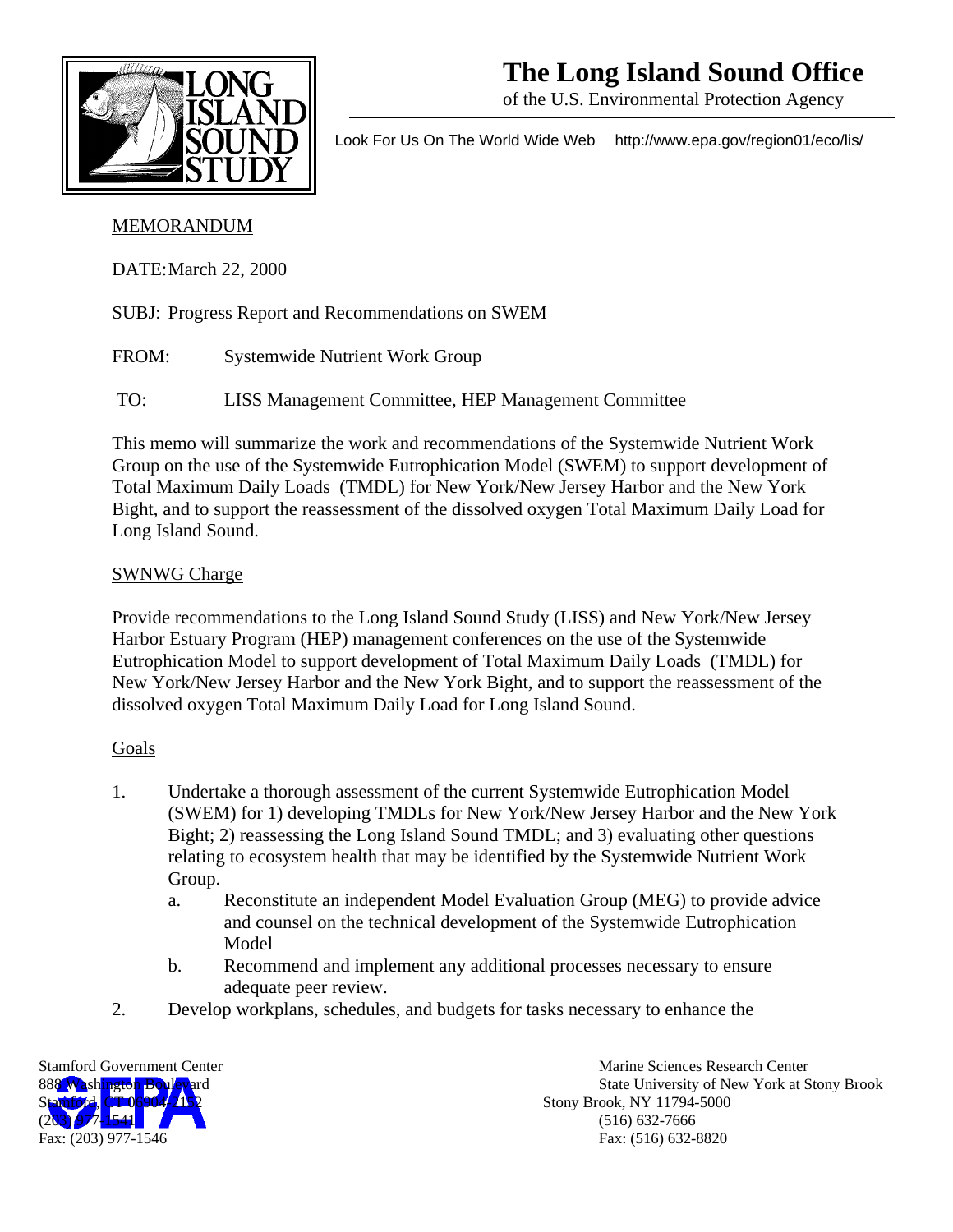# The Long Island Sound Office

of the U.S. Environmental Protection Agency

Look For Us On The World Wide Web http://www.epa.gov/region01/eco/lis/

MEMORANDUM

DATE: March 22, 2000

SUBJ: Progress Report and Recommendations on SWEM

FROM: Systemwide Nutrient Work Group

TO: LISS Management Committee, HEP Management Committee

This memo will summarize the work and recommendations of the Systemwide Nutrient Work Group on the use of the Systemwide Eutrophication Model (SWEM) to support development of Total Maximum Daily Loads (TMDL) for New York/New Jersey Harbor and the New York Bight, and to support the reassessment of the dissolved oxygen Total Maximum Daily Load for Long Island Sound.

## SWNWG Charge

Provide recommendations to the Long Island Sound Study (LISS) and New York/New Jersey Harbor Estuary Program (HEP) management conferences on the use of the Systemwide Eutrophication Model to support development of Total Maximum Daily Loads (TMDL) for New York/New Jersey Harbor and the New York Bight, and to support the reassessment of the dissolved oxygen Total Maximum Daily Load for Long Island Sound.

## Goals

1. Undertake a thorough assessment of the current Systemwide Eutrophication Model (SWEM) for 1) developing TMDLs for New York/New Jersey Harbor and the New York Bight; 2) reassessing the Long Island Sound TMDL; and 3) evaluating other questions relating to ecosystem health that may be identified by the Systemwide Nutrient Work Group.
   a. Reconstitute an independent Model Evaluation Group (MEG) to provide advice and counsel on the technical development of the Systemwide Eutrophication Model
   b. Recommend and implement any additional processes necessary to ensure adequate peer review.
2. Develop workplans, schedules, and budgets for tasks necessary to enhance the

Stamford Government Center
888 Washington Boulevard
Stamford, CT 06904-2152
(203) 977-1541
Fax: (203) 977-1546

Marine Sciences Research Center
State University of New York at Stony Brook
Stony Brook, NY 11794-5000
(516) 632-7666
Fax: (516) 632-8820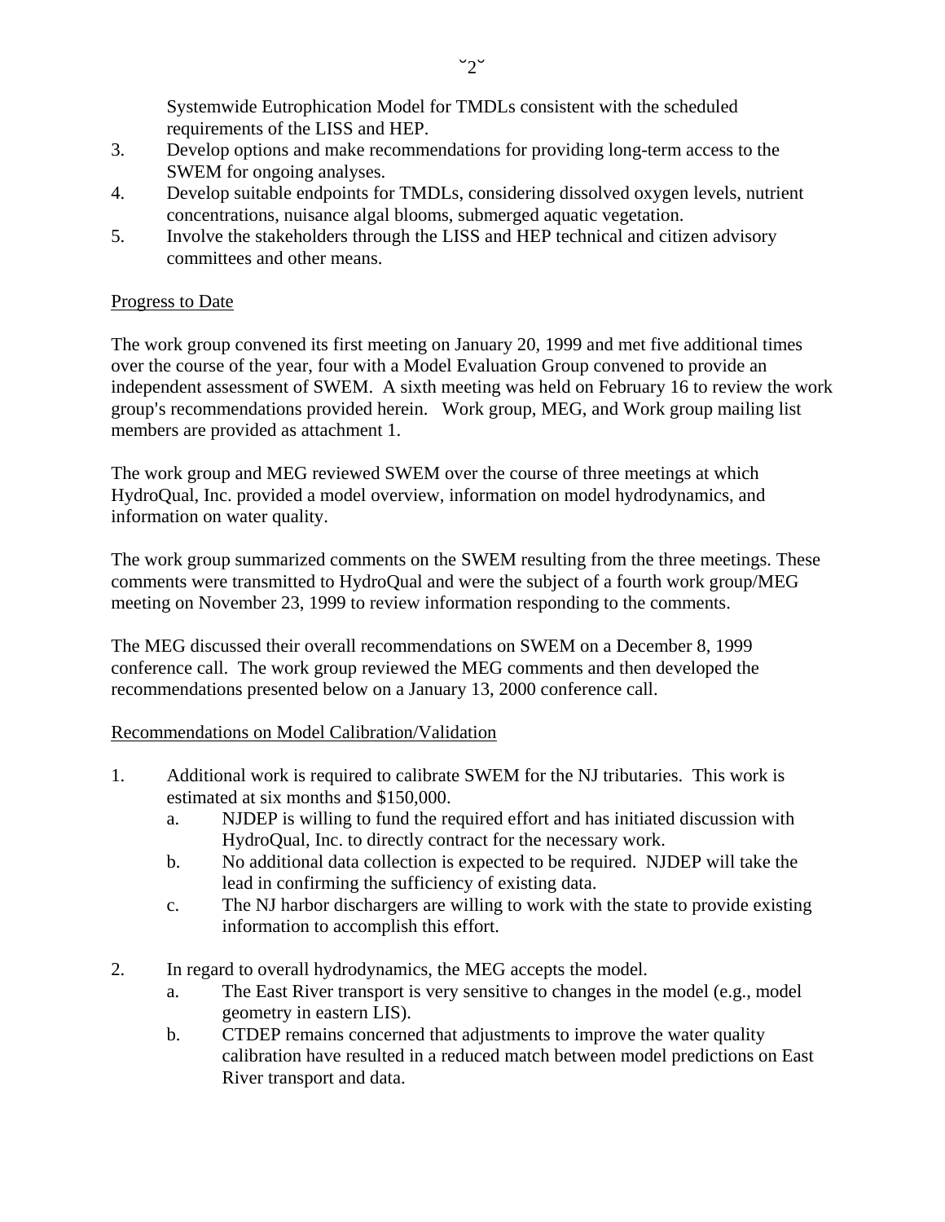Systemwide Eutrophication Model for TMDLs consistent with the scheduled requirements of the LISS and HEP.

3. Develop options and make recommendations for providing long-term access to the SWEM for ongoing analyses.
4. Develop suitable endpoints for TMDLs, considering dissolved oxygen levels, nutrient concentrations, nuisance algal blooms, submerged aquatic vegetation.
5. Involve the stakeholders through the LISS and HEP technical and citizen advisory committees and other means.

Progress to Date

The work group convened its first meeting on January 20, 1999 and met five additional times over the course of the year, four with a Model Evaluation Group convened to provide an independent assessment of SWEM. A sixth meeting was held on February 16 to review the work group's recommendations provided herein. Work group, MEG, and Work group mailing list members are provided as attachment 1.

The work group and MEG reviewed SWEM over the course of three meetings at which HydroQual, Inc. provided a model overview, information on model hydrodynamics, and information on water quality.

The work group summarized comments on the SWEM resulting from the three meetings. These comments were transmitted to HydroQual and were the subject of a fourth work group/MEG meeting on November 23, 1999 to review information responding to the comments.

The MEG discussed their overall recommendations on SWEM on a December 8, 1999 conference call. The work group reviewed the MEG comments and then developed the recommendations presented below on a January 13, 2000 conference call.

Recommendations on Model Calibration/Validation

1. Additional work is required to calibrate SWEM for the NJ tributaries. This work is estimated at six months and $150,000.
   a. NJDEP is willing to fund the required effort and has initiated discussion with HydroQual, Inc. to directly contract for the necessary work.
   b. No additional data collection is expected to be required. NJDEP will take the lead in confirming the sufficiency of existing data.
   c. The NJ harbor dischargers are willing to work with the state to provide existing information to accomplish this effort.

2. In regard to overall hydrodynamics, the MEG accepts the model.
   a. The East River transport is very sensitive to changes in the model (e.g., model geometry in eastern LIS).
   b. CTDEP remains concerned that adjustments to improve the water quality calibration have resulted in a reduced match between model predictions on East River transport and data.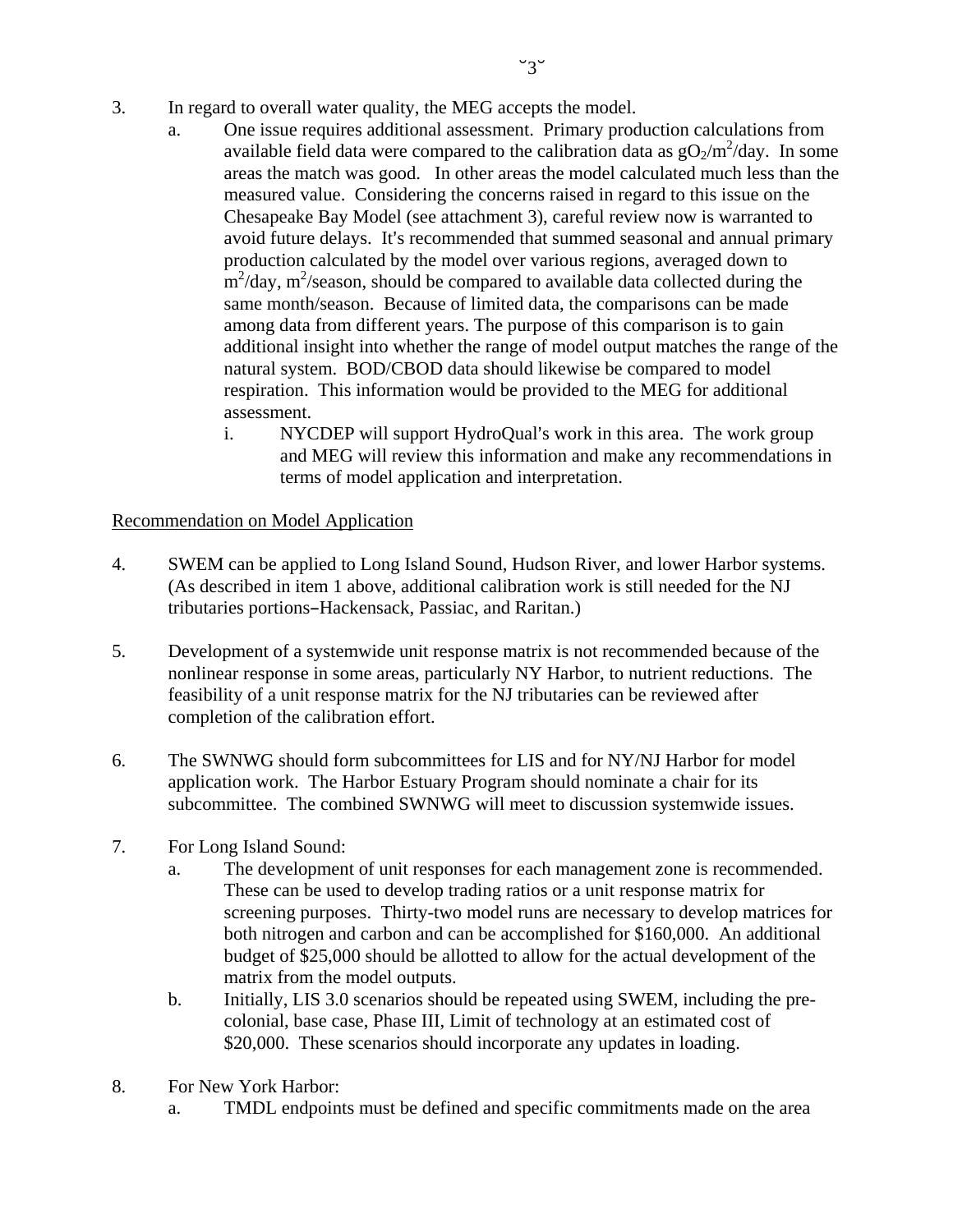3. In regard to overall water quality, the MEG accepts the model.
   a. One issue requires additional assessment. Primary production calculations from available field data were compared to the calibration data as $gO_2/m^2/day$. In some areas the match was good. In other areas the model calculated much less than the measured value. Considering the concerns raised in regard to this issue on the Chesapeake Bay Model (see attachment 3), careful review now is warranted to avoid future delays. It's recommended that summed seasonal and annual primary production calculated by the model over various regions, averaged down to $m^2$/day, $m^2$/season, should be compared to available data collected during the same month/season. Because of limited data, the comparisons can be made among data from different years. The purpose of this comparison is to gain additional insight into whether the range of model output matches the range of the natural system. BOD/CBOD data should likewise be compared to model respiration. This information would be provided to the MEG for additional assessment.
      i. NYCDEP will support HydroQual's work in this area. The work group and MEG will review this information and make any recommendations in terms of model application and interpretation.

<u>Recommendation on Model Application</u>

4. SWEM can be applied to Long Island Sound, Hudson River, and lower Harbor systems. (As described in item 1 above, additional calibration work is still needed for the NJ tributaries portions–Hackensack, Passiac, and Raritan.)

5. Development of a systemwide unit response matrix is not recommended because of the nonlinear response in some areas, particularly NY Harbor, to nutrient reductions. The feasibility of a unit response matrix for the NJ tributaries can be reviewed after completion of the calibration effort.

6. The SWNWG should form subcommittees for LIS and for NY/NJ Harbor for model application work. The Harbor Estuary Program should nominate a chair for its subcommittee. The combined SWNWG will meet to discussion systemwide issues.

7. For Long Island Sound:
   a. The development of unit responses for each management zone is recommended. These can be used to develop trading ratios or a unit response matrix for screening purposes. Thirty-two model runs are necessary to develop matrices for both nitrogen and carbon and can be accomplished for $160,000. An additional budget of $25,000 should be allotted to allow for the actual development of the matrix from the model outputs.
   b. Initially, LIS 3.0 scenarios should be repeated using SWEM, including the pre-colonial, base case, Phase III, Limit of technology at an estimated cost of $20,000. These scenarios should incorporate any updates in loading.

8. For New York Harbor:
   a. TMDL endpoints must be defined and specific commitments made on the area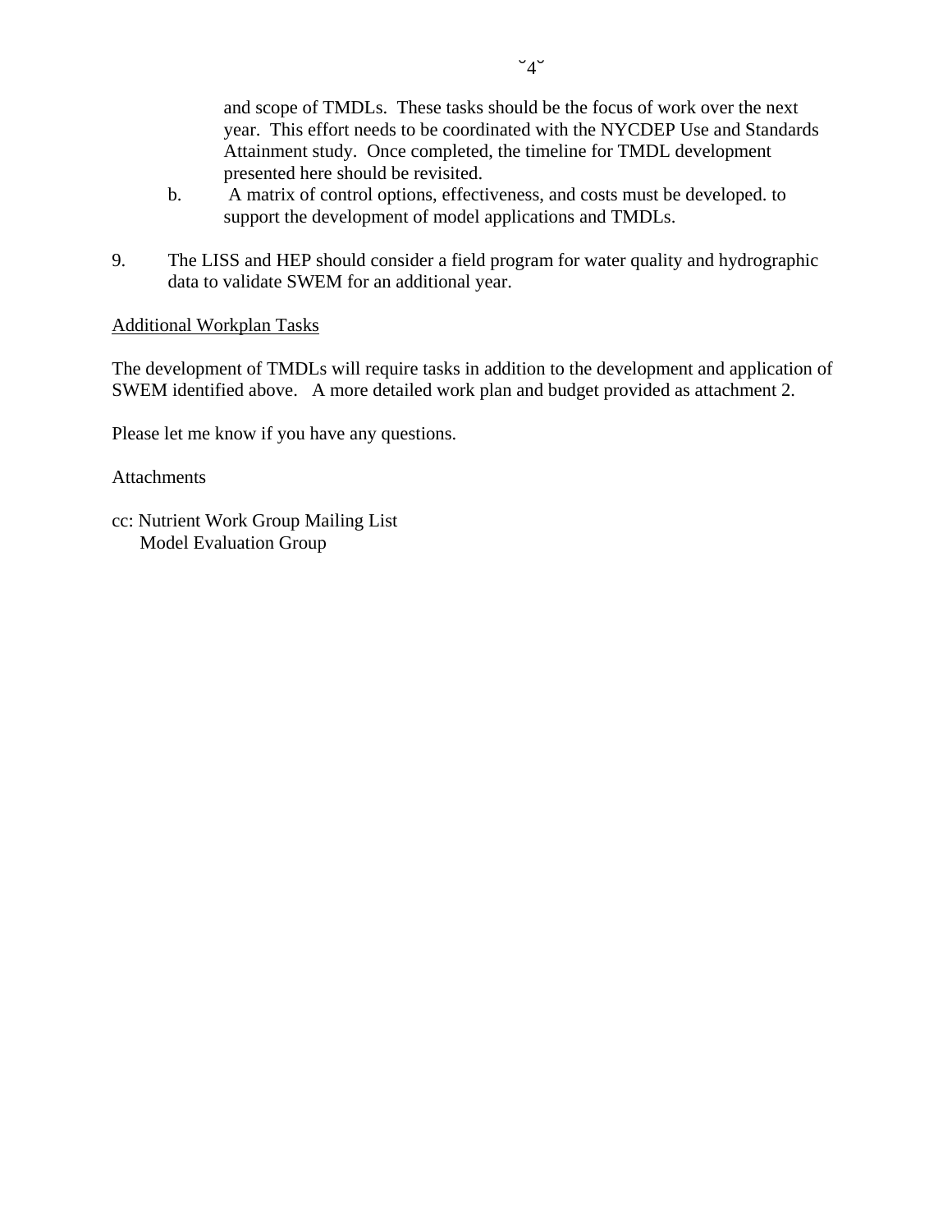and scope of TMDLs. These tasks should be the focus of work over the next year. This effort needs to be coordinated with the NYCDEP Use and Standards Attainment study. Once completed, the timeline for TMDL development presented here should be revisited.

b. A matrix of control options, effectiveness, and costs must be developed. to support the development of model applications and TMDLs.

9. The LISS and HEP should consider a field program for water quality and hydrographic data to validate SWEM for an additional year.

<u>Additional Workplan Tasks</u>

The development of TMDLs will require tasks in addition to the development and application of SWEM identified above. A more detailed work plan and budget provided as attachment 2.

Please let me know if you have any questions.

Attachments

cc: Nutrient Work Group Mailing List
 Model Evaluation Group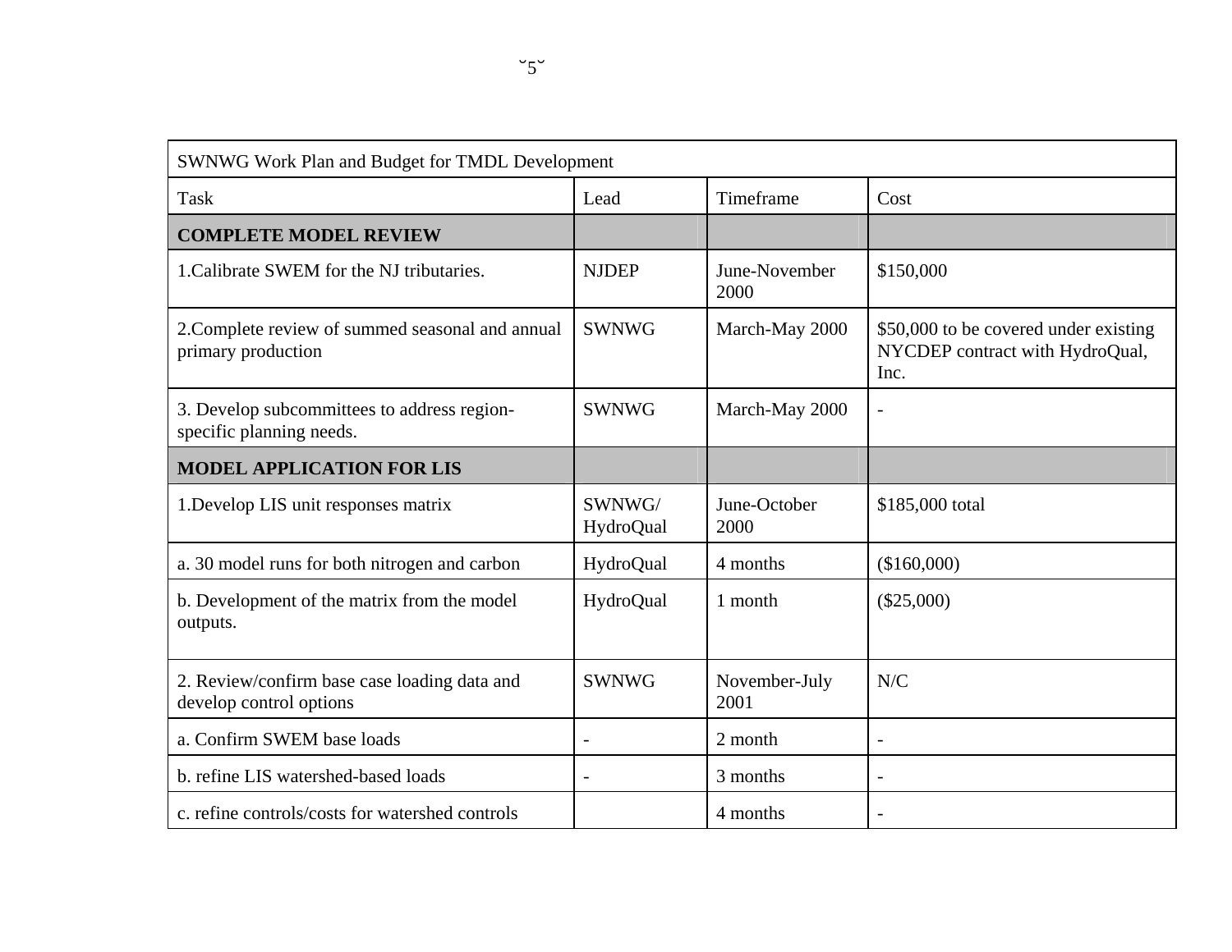| SWNWG Work Plan and Budget for TMDL Development | | | |
|---|---|---|---|
| Task | Lead | Timeframe | Cost |
| **COMPLETE MODEL REVIEW** | | | |
| 1.Calibrate SWEM for the NJ tributaries. | NJDEP | June-November 2000 | $150,000 |
| 2.Complete review of summed seasonal and annual primary production | SWNWG | March-May 2000 | $50,000 to be covered under existing NYCDEP contract with HydroQual, Inc. |
| 3. Develop subcommittees to address region-specific planning needs. | SWNWG | March-May 2000 | - |
| **MODEL APPLICATION FOR LIS** | | | |
| 1.Develop LIS unit responses matrix | SWNWG/ HydroQual | June-October 2000 | $185,000 total |
| a. 30 model runs for both nitrogen and carbon | HydroQual | 4 months | ($160,000) |
| b. Development of the matrix from the model outputs. | HydroQual | 1 month | ($25,000) |
| 2. Review/confirm base case loading data and develop control options | SWNWG | November-July 2001 | N/C |
| a. Confirm SWEM base loads | - | 2 month | - |
| b. refine LIS watershed-based loads | - | 3 months | - |
| c. refine controls/costs for watershed controls | | 4 months | - |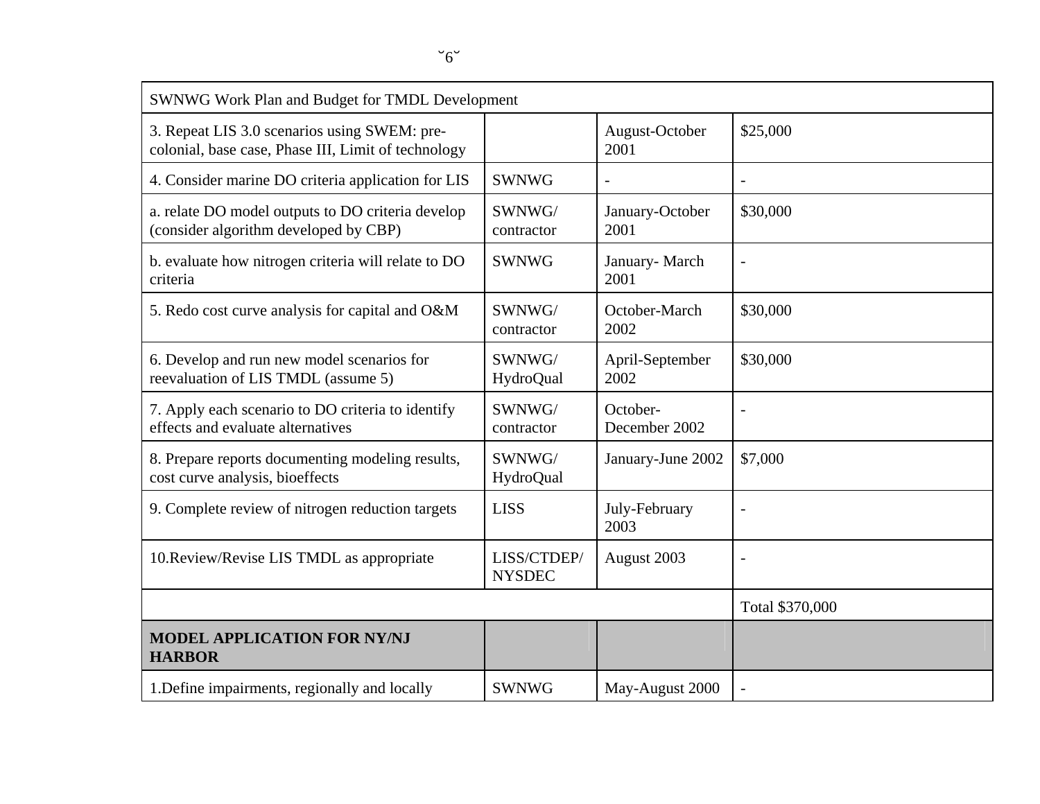| SWNWG Work Plan and Budget for TMDL Development | | | |
|---|---|---|---|
| 3. Repeat LIS 3.0 scenarios using SWEM: pre-colonial, base case, Phase III, Limit of technology | | August-October 2001 | $25,000 |
| 4. Consider marine DO criteria application for LIS | SWNWG | - | - |
| a. relate DO model outputs to DO criteria develop (consider algorithm developed by CBP) | SWNWG/ contractor | January-October 2001 | $30,000 |
| b. evaluate how nitrogen criteria will relate to DO criteria | SWNWG | January- March 2001 | - |
| 5. Redo cost curve analysis for capital and O&M | SWNWG/ contractor | October-March 2002 | $30,000 |
| 6. Develop and run new model scenarios for reevaluation of LIS TMDL (assume 5) | SWNWG/ HydroQual | April-September 2002 | $30,000 |
| 7. Apply each scenario to DO criteria to identify effects and evaluate alternatives | SWNWG/ contractor | October-December 2002 | - |
| 8. Prepare reports documenting modeling results, cost curve analysis, bioeffects | SWNWG/ HydroQual | January-June 2002 | $7,000 |
| 9. Complete review of nitrogen reduction targets | LISS | July-February 2003 | - |
| 10.Review/Revise LIS TMDL as appropriate | LISS/CTDEP/ NYSDEC | August 2003 | - |
| | | | Total $370,000 |
| **MODEL APPLICATION FOR NY/NJ HARBOR** | | | |
| 1.Define impairments, regionally and locally | SWNWG | May-August 2000 | - |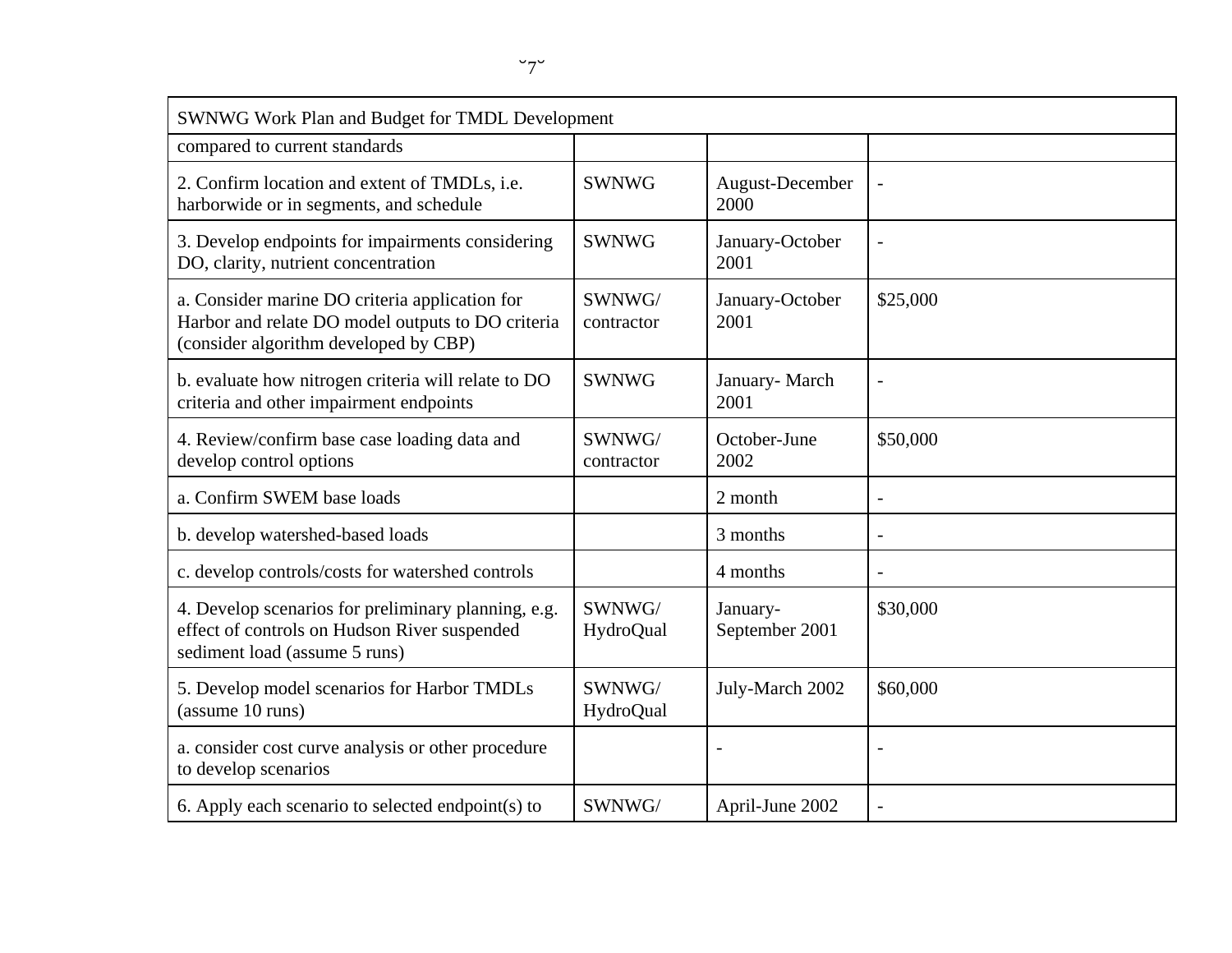| SWNWG Work Plan and Budget for TMDL Development | | | |
|---|---|---|---|
| compared to current standards | | | |
| 2. Confirm location and extent of TMDLs, i.e. harborwide or in segments, and schedule | SWNWG | August-December 2000 | - |
| 3. Develop endpoints for impairments considering DO, clarity, nutrient concentration | SWNWG | January-October 2001 | - |
| a. Consider marine DO criteria application for Harbor and relate DO model outputs to DO criteria (consider algorithm developed by CBP) | SWNWG/ contractor | January-October 2001 | $25,000 |
| b. evaluate how nitrogen criteria will relate to DO criteria and other impairment endpoints | SWNWG | January- March 2001 | - |
| 4. Review/confirm base case loading data and develop control options | SWNWG/ contractor | October-June 2002 | $50,000 |
| a. Confirm SWEM base loads | | 2 month | - |
| b. develop watershed-based loads | | 3 months | - |
| c. develop controls/costs for watershed controls | | 4 months | - |
| 4. Develop scenarios for preliminary planning, e.g. effect of controls on Hudson River suspended sediment load (assume 5 runs) | SWNWG/ HydroQual | January- September 2001 | $30,000 |
| 5. Develop model scenarios for Harbor TMDLs (assume 10 runs) | SWNWG/ HydroQual | July-March 2002 | $60,000 |
| a. consider cost curve analysis or other procedure to develop scenarios | | - | - |
| 6. Apply each scenario to selected endpoint(s) to | SWNWG/ | April-June 2002 | - |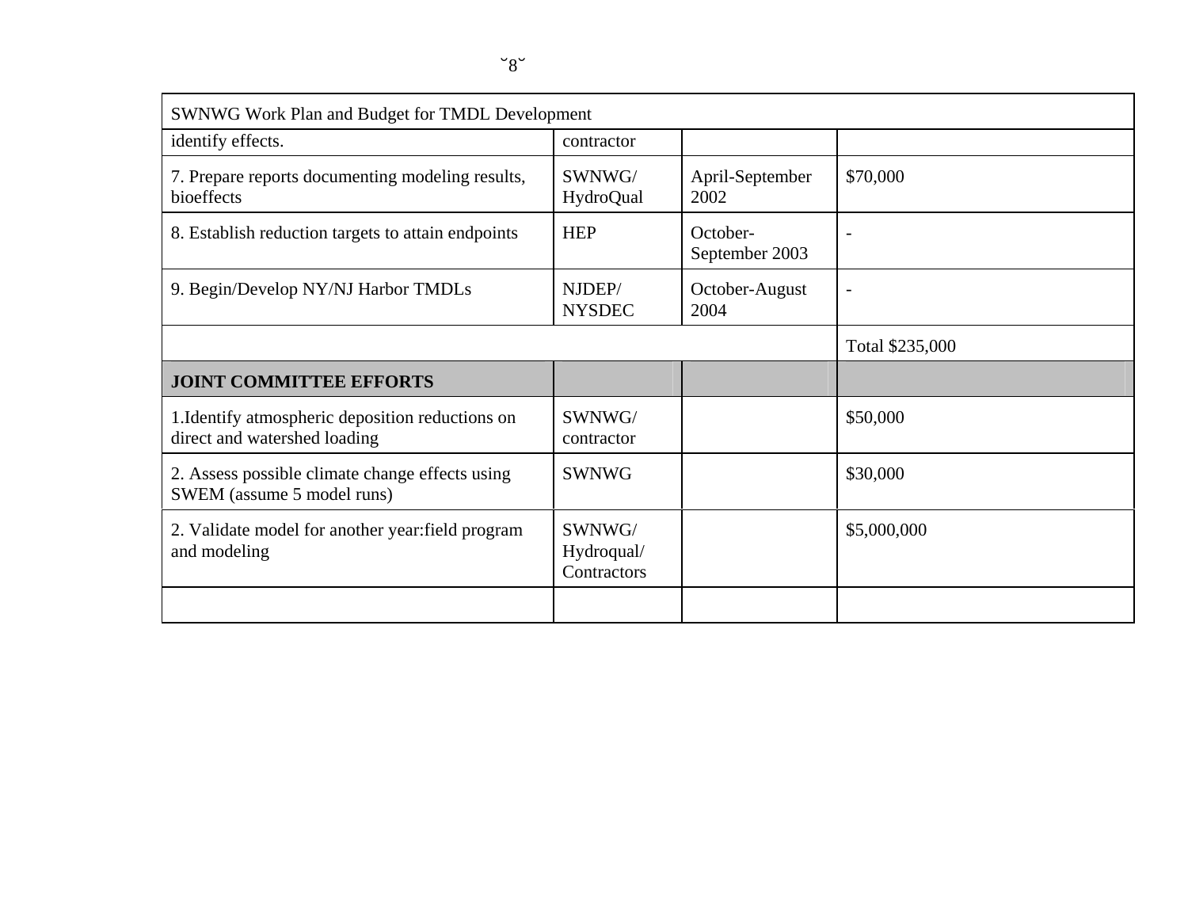| SWNWG Work Plan and Budget for TMDL Development | | | |
|---|---|---|---|
| identify effects. | contractor | | |
| 7. Prepare reports documenting modeling results, bioeffects | SWNWG/ HydroQual | April-September 2002 | $70,000 |
| 8. Establish reduction targets to attain endpoints | HEP | October-September 2003 | - |
| 9. Begin/Develop NY/NJ Harbor TMDLs | NJDEP/ NYSDEC | October-August 2004 | - |
| | | | Total $235,000 |
| **JOINT COMMITTEE EFFORTS** | | | |
| 1.Identify atmospheric deposition reductions on direct and watershed loading | SWNWG/ contractor | | $50,000 |
| 2. Assess possible climate change effects using SWEM (assume 5 model runs) | SWNWG | | $30,000 |
| 2. Validate model for another year:field program and modeling | SWNWG/ Hydroqual/ Contractors | | $5,000,000 |
| | | | |